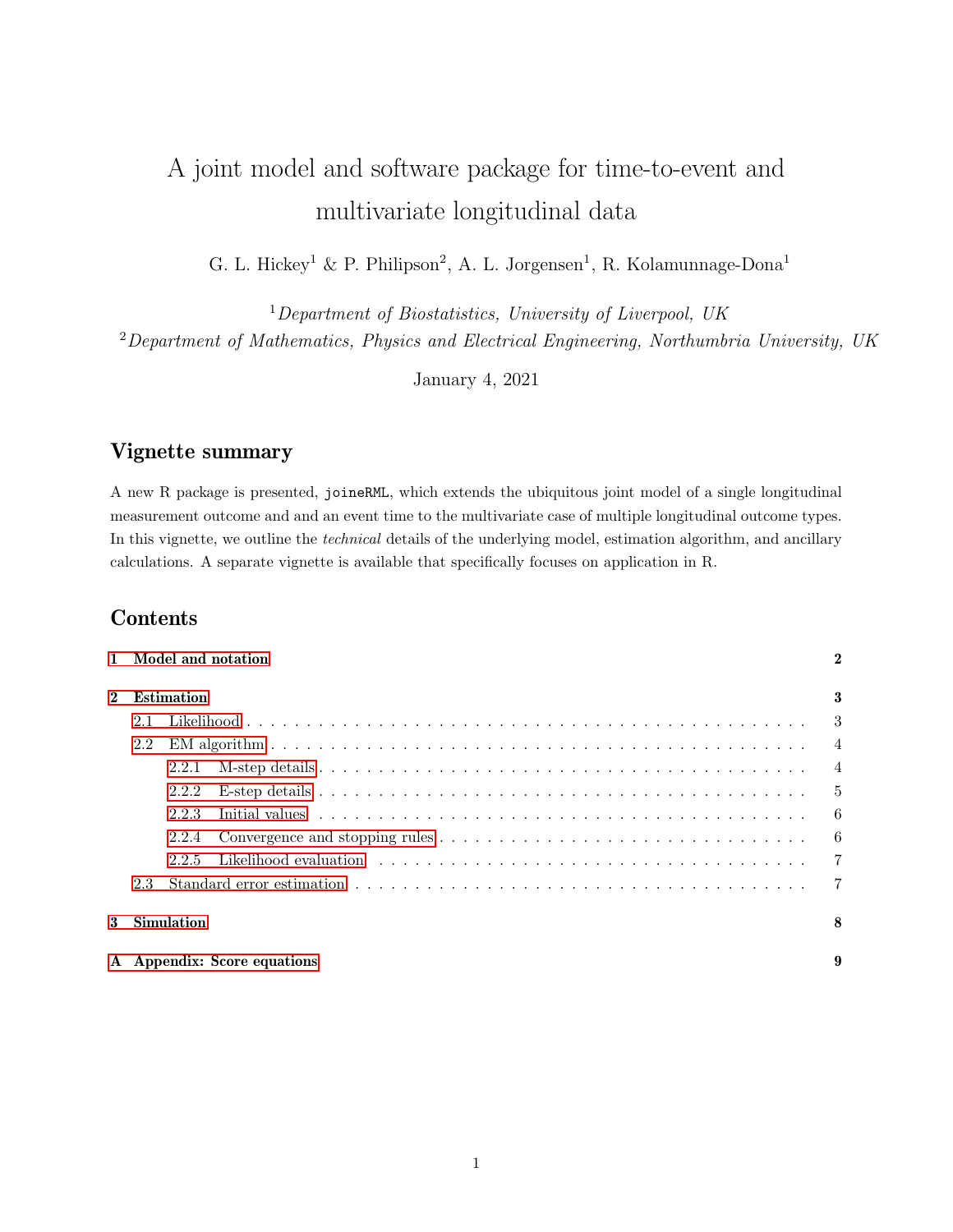# A joint model and software package for time-to-event and multivariate longitudinal data

G. L. Hickey[1] & P. Philipson[2], A. L. Jorgensen[1], R. Kolamunnage-Dona[1]

[1]*Department of Biostatistics, University of Liverpool, UK*

[2]*Department of Mathematics, Physics and Electrical Engineering, Northumbria University, UK*

January 4, 2021

## Vignette summary

A new R package is presented, `joineRML`, which extends the ubiquitous joint model of a single longitudinal measurement outcome and and an event time to the multivariate case of multiple longitudinal outcome types. In this vignette, we outline the *technical* details of the underlying model, estimation algorithm, and ancillary calculations. A separate vignette is available that specifically focuses on application in R.

## Contents

- **1 Model and notation** — 2
- **2 Estimation** — 3
  - 2.1 Likelihood — 3
  - 2.2 EM algorithm — 4
    - 2.2.1 M-step details — 4
    - 2.2.2 E-step details — 5
    - 2.2.3 Initial values — 6
    - 2.2.4 Convergence and stopping rules — 6
    - 2.2.5 Likelihood evaluation — 7
  - 2.3 Standard error estimation — 7
- **3 Simulation** — 8
- **A Appendix: Score equations** — 9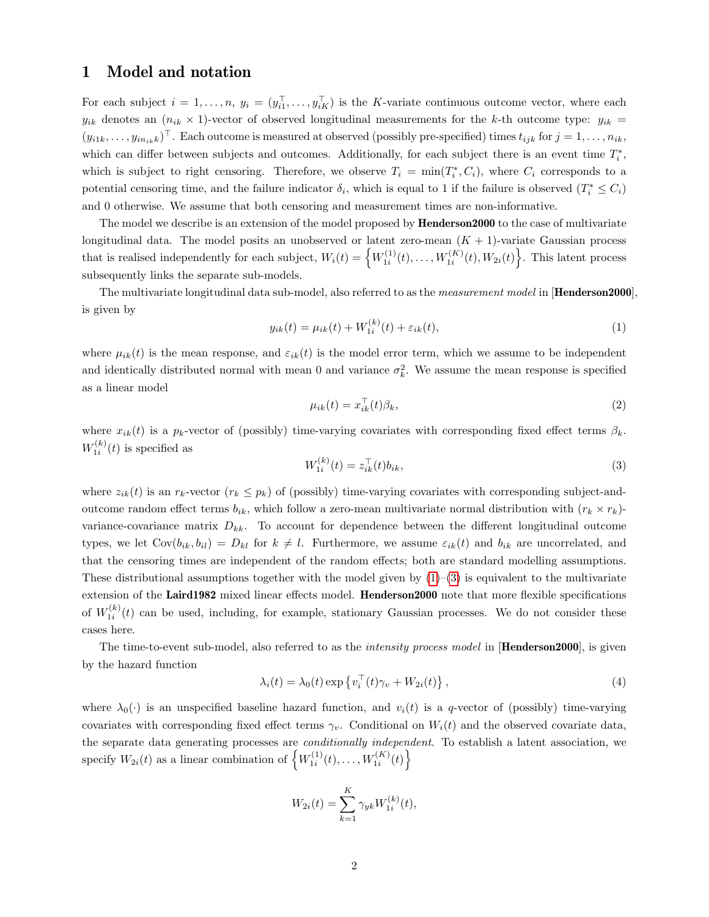# 1 Model and notation

For each subject $i = 1, \ldots, n$, $y_i = (y_{i1}^\top, \ldots, y_{iK}^\top)$ is the $K$-variate continuous outcome vector, where each $y_{ik}$ denotes an $(n_{ik} \times 1)$-vector of observed longitudinal measurements for the $k$-th outcome type: $y_{ik} = (y_{i1k}, \ldots, y_{in_{ik}k})^\top$. Each outcome is measured at observed (possibly pre-specified) times $t_{ijk}$ for $j = 1, \ldots, n_{ik}$, which can differ between subjects and outcomes. Additionally, for each subject there is an event time $T_i^*$, which is subject to right censoring. Therefore, we observe $T_i = \min(T_i^*, C_i)$, where $C_i$ corresponds to a potential censoring time, and the failure indicator $\delta_i$, which is equal to 1 if the failure is observed ($T_i^* \leq C_i$) and 0 otherwise. We assume that both censoring and measurement times are non-informative.

The model we describe is an extension of the model proposed by **Henderson2000** to the case of multivariate longitudinal data. The model posits an unobserved or latent zero-mean $(K+1)$-variate Gaussian process that is realised independently for each subject, $W_i(t) = \left\{W_{1i}^{(1)}(t), \ldots, W_{1i}^{(K)}(t), W_{2i}(t)\right\}$. This latent process subsequently links the separate sub-models.

The multivariate longitudinal data sub-model, also referred to as the *measurement model* in [**Henderson2000**], is given by

$$y_{ik}(t) = \mu_{ik}(t) + W_{1i}^{(k)}(t) + \varepsilon_{ik}(t), \tag{1}$$

where $\mu_{ik}(t)$ is the mean response, and $\varepsilon_{ik}(t)$ is the model error term, which we assume to be independent and identically distributed normal with mean 0 and variance $\sigma_k^2$. We assume the mean response is specified as a linear model

$$\mu_{ik}(t) = x_{ik}^\top(t)\beta_k, \tag{2}$$

where $x_{ik}(t)$ is a $p_k$-vector of (possibly) time-varying covariates with corresponding fixed effect terms $\beta_k$. $W_{1i}^{(k)}(t)$ is specified as

$$W_{1i}^{(k)}(t) = z_{ik}^\top(t) b_{ik}, \tag{3}$$

where $z_{ik}(t)$ is an $r_k$-vector ($r_k \leq p_k$) of (possibly) time-varying covariates with corresponding subject-and-outcome random effect terms $b_{ik}$, which follow a zero-mean multivariate normal distribution with $(r_k \times r_k)$-variance-covariance matrix $D_{kk}$. To account for dependence between the different longitudinal outcome types, we let $\text{Cov}(b_{ik}, b_{il}) = D_{kl}$ for $k \neq l$. Furthermore, we assume $\varepsilon_{ik}(t)$ and $b_{ik}$ are uncorrelated, and that the censoring times are independent of the random effects; both are standard modelling assumptions. These distributional assumptions together with the model given by (1)–(3) is equivalent to the multivariate extension of the **Laird1982** mixed linear effects model. **Henderson2000** note that more flexible specifications of $W_{1i}^{(k)}(t)$ can be used, including, for example, stationary Gaussian processes. We do not consider these cases here.

The time-to-event sub-model, also referred to as the *intensity process model* in [**Henderson2000**], is given by the hazard function

$$\lambda_i(t) = \lambda_0(t) \exp\left\{v_i^\top(t)\gamma_v + W_{2i}(t)\right\}, \tag{4}$$

where $\lambda_0(\cdot)$ is an unspecified baseline hazard function, and $v_i(t)$ is a $q$-vector of (possibly) time-varying covariates with corresponding fixed effect terms $\gamma_v$. Conditional on $W_i(t)$ and the observed covariate data, the separate data generating processes are *conditionally independent*. To establish a latent association, we specify $W_{2i}(t)$ as a linear combination of $\left\{W_{1i}^{(1)}(t), \ldots, W_{1i}^{(K)}(t)\right\}$

$$W_{2i}(t) = \sum_{k=1}^{K} \gamma_{yk} W_{1i}^{(k)}(t),$$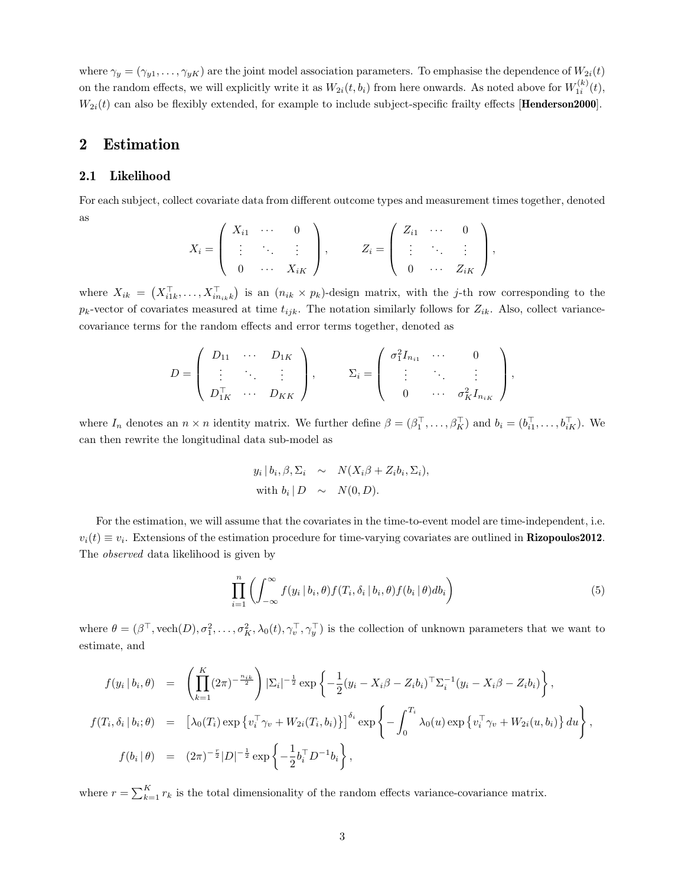where $\gamma_y = (\gamma_{y1}, \ldots, \gamma_{yK})$ are the joint model association parameters. To emphasise the dependence of $W_{2i}(t)$ on the random effects, we will explicitly write it as $W_{2i}(t, b_i)$ from here onwards. As noted above for $W_{1i}^{(k)}(t)$, $W_{2i}(t)$ can also be flexibly extended, for example to include subject-specific frailty effects [**Henderson2000**].

# 2 Estimation

## 2.1 Likelihood

For each subject, collect covariate data from different outcome types and measurement times together, denoted as

$$
X_i = \begin{pmatrix} X_{i1} & \cdots & 0 \\ \vdots & \ddots & \vdots \\ 0 & \cdots & X_{iK} \end{pmatrix}, \qquad Z_i = \begin{pmatrix} Z_{i1} & \cdots & 0 \\ \vdots & \ddots & \vdots \\ 0 & \cdots & Z_{iK} \end{pmatrix},
$$

where $X_{ik} = \left(X_{i1k}^\top, \ldots, X_{in_{ik}k}^\top\right)$ is an $(n_{ik} \times p_k)$-design matrix, with the $j$-th row corresponding to the $p_k$-vector of covariates measured at time $t_{ijk}$. The notation similarly follows for $Z_{ik}$. Also, collect variance-covariance terms for the random effects and error terms together, denoted as

$$
D = \begin{pmatrix} D_{11} & \cdots & D_{1K} \\ \vdots & \ddots & \vdots \\ D_{1K}^\top & \cdots & D_{KK} \end{pmatrix}, \qquad \Sigma_i = \begin{pmatrix} \sigma_1^2 I_{n_{i1}} & \cdots & 0 \\ \vdots & \ddots & \vdots \\ 0 & \cdots & \sigma_K^2 I_{n_{iK}} \end{pmatrix},
$$

where $I_n$ denotes an $n \times n$ identity matrix. We further define $\beta = (\beta_1^\top, \ldots, \beta_K^\top)$ and $b_i = (b_{i1}^\top, \ldots, b_{iK}^\top)$. We can then rewrite the longitudinal data sub-model as

$$
\begin{aligned}
y_i \,|\, b_i, \beta, \Sigma_i &\sim N(X_i\beta + Z_i b_i, \Sigma_i), \\
\text{with } b_i \,|\, D &\sim N(0, D).
\end{aligned}
$$

For the estimation, we will assume that the covariates in the time-to-event model are time-independent, i.e. $v_i(t) \equiv v_i$. Extensions of the estimation procedure for time-varying covariates are outlined in **Rizopoulos2012**. The *observed* data likelihood is given by

$$
\prod_{i=1}^{n} \left( \int_{-\infty}^{\infty} f(y_i \,|\, b_i, \theta) f(T_i, \delta_i \,|\, b_i, \theta) f(b_i \,|\, \theta) db_i \right) \tag{5}
$$

where $\theta = (\beta^\top, \text{vech}(D), \sigma_1^2, \ldots, \sigma_K^2, \lambda_0(t), \gamma_v^\top, \gamma_y^\top)$ is the collection of unknown parameters that we want to estimate, and

$$
\begin{aligned}
f(y_i \,|\, b_i, \theta) &= \left( \prod_{k=1}^{K} (2\pi)^{-\frac{n_{ik}}{2}} \right) |\Sigma_i|^{-\frac{1}{2}} \exp\left\{ -\frac{1}{2}(y_i - X_i\beta - Z_i b_i)^\top \Sigma_i^{-1} (y_i - X_i\beta - Z_i b_i) \right\}, \\
f(T_i, \delta_i \,|\, b_i; \theta) &= \left[ \lambda_0(T_i) \exp\left\{ v_i^\top \gamma_v + W_{2i}(T_i, b_i) \right\} \right]^{\delta_i} \exp\left\{ -\int_0^{T_i} \lambda_0(u) \exp\left\{ v_i^\top \gamma_v + W_{2i}(u, b_i) \right\} du \right\}, \\
f(b_i \,|\, \theta) &= (2\pi)^{-\frac{r}{2}} |D|^{-\frac{1}{2}} \exp\left\{ -\frac{1}{2} b_i^\top D^{-1} b_i \right\},
\end{aligned}
$$

where $r = \sum_{k=1}^{K} r_k$ is the total dimensionality of the random effects variance-covariance matrix.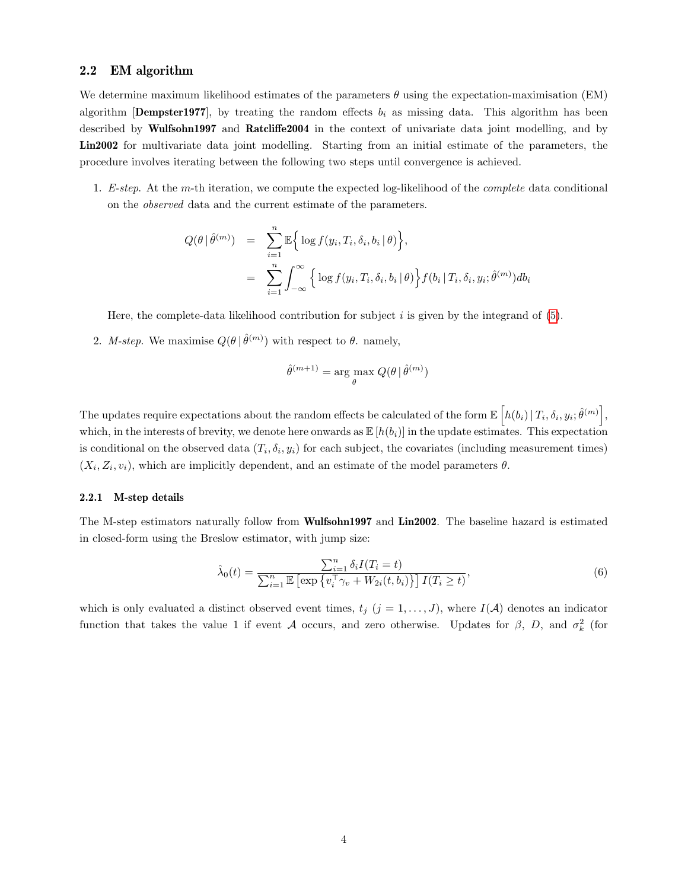## 2.2 EM algorithm

We determine maximum likelihood estimates of the parameters $\theta$ using the expectation-maximisation (EM) algorithm [**Dempster1977**], by treating the random effects $b_i$ as missing data. This algorithm has been described by **Wulfsohn1997** and **Ratcliffe2004** in the context of univariate data joint modelling, and by **Lin2002** for multivariate data joint modelling. Starting from an initial estimate of the parameters, the procedure involves iterating between the following two steps until convergence is achieved.

1. *E-step*. At the $m$-th iteration, we compute the expected log-likelihood of the *complete* data conditional on the *observed* data and the current estimate of the parameters.

$$
\begin{aligned}
Q(\theta \mid \hat{\theta}^{(m)}) &= \sum_{i=1}^{n} \mathbb{E}\Big\{ \log f(y_i, T_i, \delta_i, b_i \mid \theta) \Big\}, \\
&= \sum_{i=1}^{n} \int_{-\infty}^{\infty} \Big\{ \log f(y_i, T_i, \delta_i, b_i \mid \theta) \Big\} f(b_i \mid T_i, \delta_i, y_i; \hat{\theta}^{(m)}) db_i
\end{aligned}
$$

   Here, the complete-data likelihood contribution for subject $i$ is given by the integrand of (5).

2. *M-step*. We maximise $Q(\theta \mid \hat{\theta}^{(m)})$ with respect to $\theta$. namely,

$$
\hat{\theta}^{(m+1)} = \arg\max_{\theta} Q(\theta \mid \hat{\theta}^{(m)})
$$

The updates require expectations about the random effects be calculated of the form $\mathbb{E}\left[h(b_i) \mid T_i, \delta_i, y_i; \hat{\theta}^{(m)}\right]$, which, in the interests of brevity, we denote here onwards as $\mathbb{E}\left[h(b_i)\right]$ in the update estimates. This expectation is conditional on the observed data $(T_i, \delta_i, y_i)$ for each subject, the covariates (including measurement times) $(X_i, Z_i, v_i)$, which are implicitly dependent, and an estimate of the model parameters $\theta$.

### 2.2.1 M-step details

The M-step estimators naturally follow from **Wulfsohn1997** and **Lin2002**. The baseline hazard is estimated in closed-form using the Breslow estimator, with jump size:

$$
\hat{\lambda}_0(t) = \frac{\sum_{i=1}^{n} \delta_i I(T_i = t)}{\sum_{i=1}^{n} \mathbb{E}\left[\exp\left\{v_i^\top \gamma_v + W_{2i}(t, b_i)\right\}\right] I(T_i \geq t)}, \tag{6}
$$

which is only evaluated a distinct observed event times, $t_j$ $(j = 1, \ldots, J)$, where $I(\mathcal{A})$ denotes an indicator function that takes the value 1 if event $\mathcal{A}$ occurs, and zero otherwise. Updates for $\beta$, $D$, and $\sigma_k^2$ (for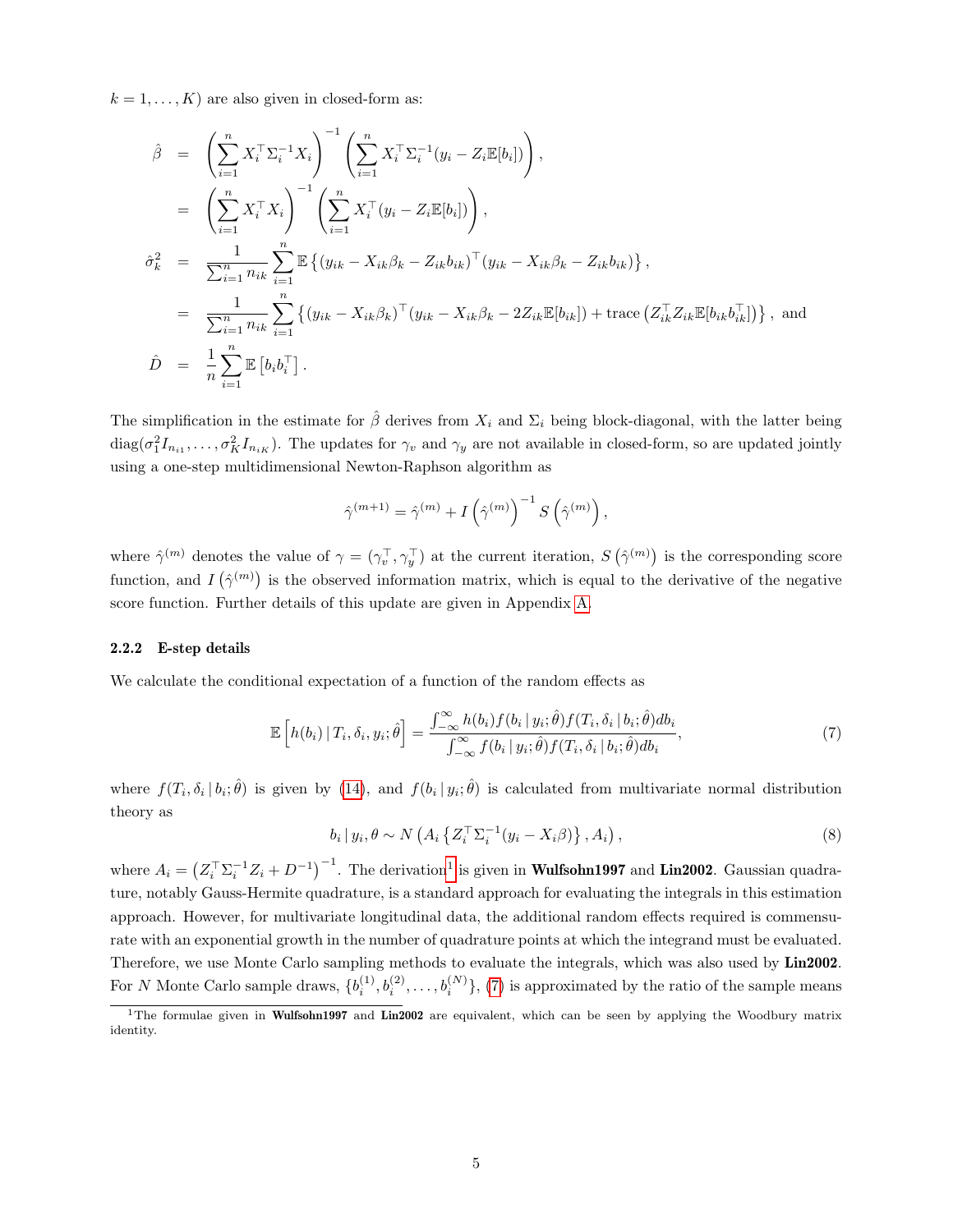$k = 1, \ldots, K$) are also given in closed-form as:

$$
\begin{aligned}
\hat{\beta} &= \left( \sum_{i=1}^{n} X_i^\top \Sigma_i^{-1} X_i \right)^{-1} \left( \sum_{i=1}^{n} X_i^\top \Sigma_i^{-1} (y_i - Z_i \mathbb{E}[b_i]) \right), \\
&= \left( \sum_{i=1}^{n} X_i^\top X_i \right)^{-1} \left( \sum_{i=1}^{n} X_i^\top (y_i - Z_i \mathbb{E}[b_i]) \right), \\
\hat{\sigma}_k^2 &= \frac{1}{\sum_{i=1}^{n} n_{ik}} \sum_{i=1}^{n} \mathbb{E} \left\{ (y_{ik} - X_{ik}\beta_k - Z_{ik} b_{ik})^\top (y_{ik} - X_{ik}\beta_k - Z_{ik} b_{ik}) \right\}, \\
&= \frac{1}{\sum_{i=1}^{n} n_{ik}} \sum_{i=1}^{n} \left\{ (y_{ik} - X_{ik}\beta_k)^\top (y_{ik} - X_{ik}\beta_k - 2 Z_{ik} \mathbb{E}[b_{ik}]) + \text{trace}\left( Z_{ik}^\top Z_{ik} \mathbb{E}[b_{ik} b_{ik}^\top] \right) \right\}, \text{ and} \\
\hat{D} &= \frac{1}{n} \sum_{i=1}^{n} \mathbb{E}\left[ b_i b_i^\top \right].
\end{aligned}
$$

The simplification in the estimate for $\hat{\beta}$ derives from $X_i$ and $\Sigma_i$ being block-diagonal, with the latter being $\text{diag}(\sigma_1^2 I_{n_{i1}}, \ldots, \sigma_K^2 I_{n_{iK}})$. The updates for $\gamma_v$ and $\gamma_y$ are not available in closed-form, so are updated jointly using a one-step multidimensional Newton-Raphson algorithm as

$$
\hat{\gamma}^{(m+1)} = \hat{\gamma}^{(m)} + I\left(\hat{\gamma}^{(m)}\right)^{-1} S\left(\hat{\gamma}^{(m)}\right),
$$

where $\hat{\gamma}^{(m)}$ denotes the value of $\gamma = (\gamma_v^\top, \gamma_y^\top)$ at the current iteration, $S\left(\hat{\gamma}^{(m)}\right)$ is the corresponding score function, and $I\left(\hat{\gamma}^{(m)}\right)$ is the observed information matrix, which is equal to the derivative of the negative score function. Further details of this update are given in Appendix A.

#### 2.2.2 E-step details

We calculate the conditional expectation of a function of the random effects as

$$
\mathbb{E}\left[ h(b_i) \,|\, T_i, \delta_i, y_i; \hat{\theta} \right] = \frac{\int_{-\infty}^{\infty} h(b_i) f(b_i \,|\, y_i; \hat{\theta}) f(T_i, \delta_i \,|\, b_i; \hat{\theta}) db_i}{\int_{-\infty}^{\infty} f(b_i \,|\, y_i; \hat{\theta}) f(T_i, \delta_i \,|\, b_i; \hat{\theta}) db_i}, \tag{7}
$$

where $f(T_i, \delta_i \,|\, b_i; \hat{\theta})$ is given by (14), and $f(b_i \,|\, y_i; \hat{\theta})$ is calculated from multivariate normal distribution theory as

$$
b_i \,|\, y_i, \theta \sim N\left( A_i \left\{ Z_i^\top \Sigma_i^{-1} (y_i - X_i \beta) \right\}, A_i \right), \tag{8}
$$

where $A_i = \left( Z_i^\top \Sigma_i^{-1} Z_i + D^{-1} \right)^{-1}$. The derivation[1] is given in **Wulfsohn1997** and **Lin2002**. Gaussian quadrature, notably Gauss-Hermite quadrature, is a standard approach for evaluating the integrals in this estimation approach. However, for multivariate longitudinal data, the additional random effects required is commensurate with an exponential growth in the number of quadrature points at which the integrand must be evaluated. Therefore, we use Monte Carlo sampling methods to evaluate the integrals, which was also used by **Lin2002**. For $N$ Monte Carlo sample draws, $\{b_i^{(1)}, b_i^{(2)}, \ldots, b_i^{(N)}\}$, (7) is approximated by the ratio of the sample means

[1] The formulae given in **Wulfsohn1997** and **Lin2002** are equivalent, which can be seen by applying the Woodbury matrix identity.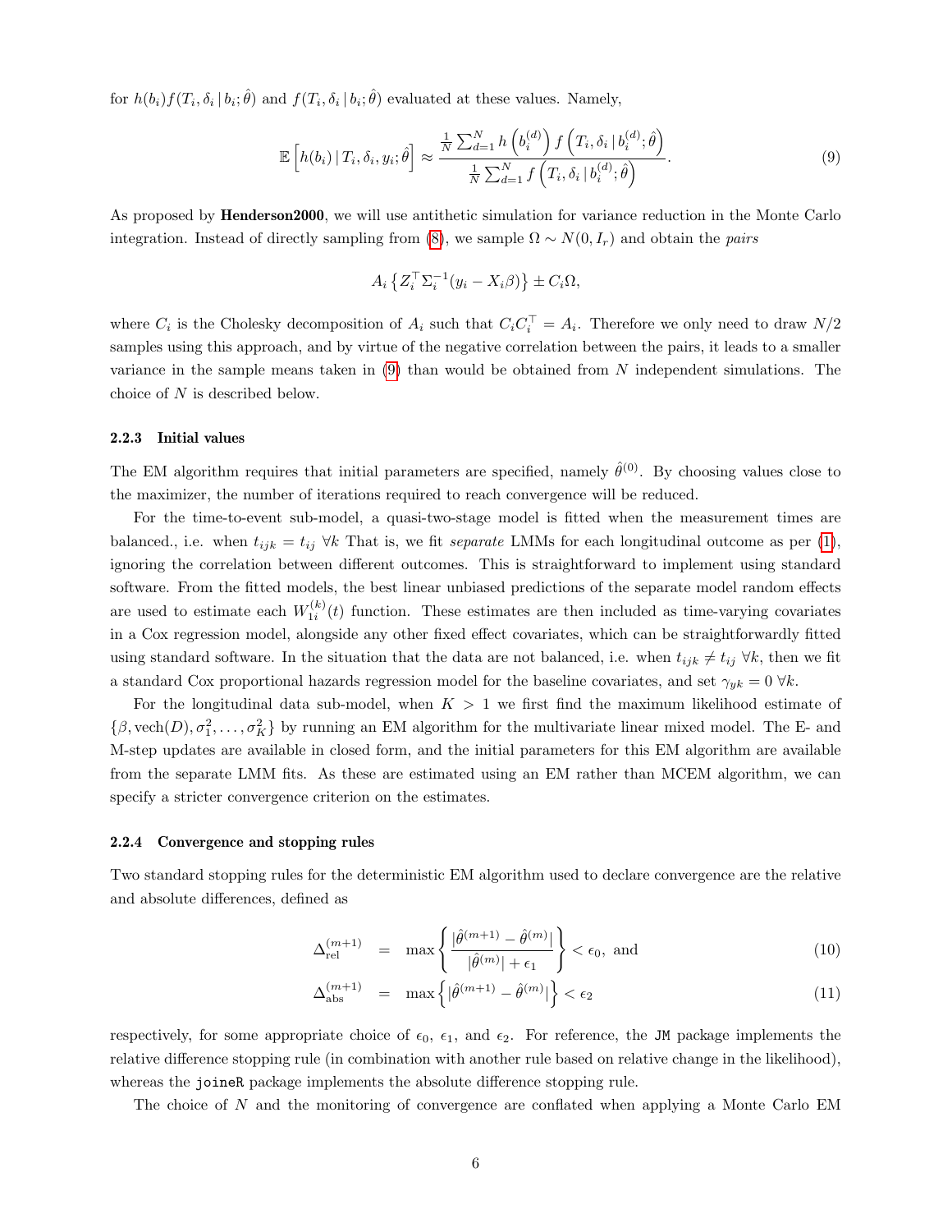for $h(b_i)f(T_i, \delta_i \mid b_i; \hat{\theta})$ and $f(T_i, \delta_i \mid b_i; \hat{\theta})$ evaluated at these values. Namely,

$$\mathbb{E}\left[h(b_i) \mid T_i, \delta_i, y_i; \hat{\theta}\right] \approx \frac{\frac{1}{N}\sum_{d=1}^{N} h\left(b_i^{(d)}\right) f\left(T_i, \delta_i \mid b_i^{(d)}; \hat{\theta}\right)}{\frac{1}{N}\sum_{d=1}^{N} f\left(T_i, \delta_i \mid b_i^{(d)}; \hat{\theta}\right)}. \tag{9}$$

As proposed by **Henderson2000**, we will use antithetic simulation for variance reduction in the Monte Carlo integration. Instead of directly sampling from (8), we sample $\Omega \sim N(0, I_r)$ and obtain the *pairs*

$$A_i \left\{ Z_i^\top \Sigma_i^{-1}(y_i - X_i\beta) \right\} \pm C_i \Omega,$$

where $C_i$ is the Cholesky decomposition of $A_i$ such that $C_i C_i^\top = A_i$. Therefore we only need to draw $N/2$ samples using this approach, and by virtue of the negative correlation between the pairs, it leads to a smaller variance in the sample means taken in (9) than would be obtained from $N$ independent simulations. The choice of $N$ is described below.

#### 2.2.3 Initial values

The EM algorithm requires that initial parameters are specified, namely $\hat{\theta}^{(0)}$. By choosing values close to the maximizer, the number of iterations required to reach convergence will be reduced.

For the time-to-event sub-model, a quasi-two-stage model is fitted when the measurement times are balanced., i.e. when $t_{ijk} = t_{ij}\ \forall k$ That is, we fit *separate* LMMs for each longitudinal outcome as per (1), ignoring the correlation between different outcomes. This is straightforward to implement using standard software. From the fitted models, the best linear unbiased predictions of the separate model random effects are used to estimate each $W_{1i}^{(k)}(t)$ function. These estimates are then included as time-varying covariates in a Cox regression model, alongside any other fixed effect covariates, which can be straightforwardly fitted using standard software. In the situation that the data are not balanced, i.e. when $t_{ijk} \neq t_{ij}\ \forall k$, then we fit a standard Cox proportional hazards regression model for the baseline covariates, and set $\gamma_{yk} = 0\ \forall k$.

For the longitudinal data sub-model, when $K > 1$ we first find the maximum likelihood estimate of $\{\beta, \text{vech}(D), \sigma_1^2, \dots, \sigma_K^2\}$ by running an EM algorithm for the multivariate linear mixed model. The E- and M-step updates are available in closed form, and the initial parameters for this EM algorithm are available from the separate LMM fits. As these are estimated using an EM rather than MCEM algorithm, we can specify a stricter convergence criterion on the estimates.

#### 2.2.4 Convergence and stopping rules

Two standard stopping rules for the deterministic EM algorithm used to declare convergence are the relative and absolute differences, defined as

$$\Delta_{\text{rel}}^{(m+1)} = \max\left\{ \frac{|\hat{\theta}^{(m+1)} - \hat{\theta}^{(m)}|}{|\hat{\theta}^{(m)}| + \epsilon_1} \right\} < \epsilon_0, \text{ and} \tag{10}$$

$$\Delta_{\text{abs}}^{(m+1)} = \max\left\{ |\hat{\theta}^{(m+1)} - \hat{\theta}^{(m)}| \right\} < \epsilon_2 \tag{11}$$

respectively, for some appropriate choice of $\epsilon_0$, $\epsilon_1$, and $\epsilon_2$. For reference, the `JM` package implements the relative difference stopping rule (in combination with another rule based on relative change in the likelihood), whereas the `joineR` package implements the absolute difference stopping rule.

The choice of $N$ and the monitoring of convergence are conflated when applying a Monte Carlo EM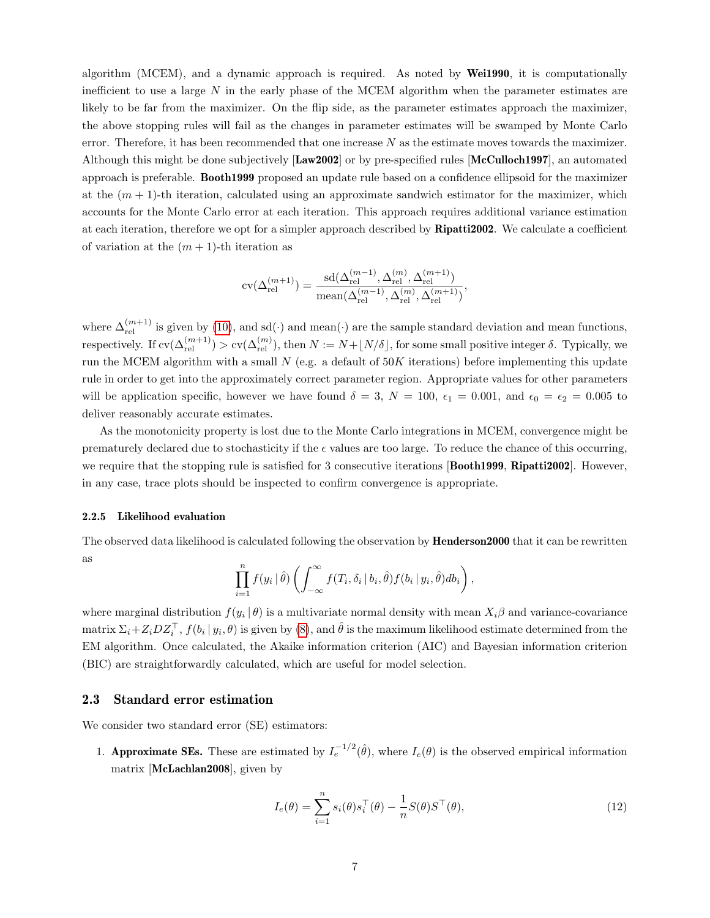algorithm (MCEM), and a dynamic approach is required. As noted by **Wei1990**, it is computationally inefficient to use a large $N$ in the early phase of the MCEM algorithm when the parameter estimates are likely to be far from the maximizer. On the flip side, as the parameter estimates approach the maximizer, the above stopping rules will fail as the changes in parameter estimates will be swamped by Monte Carlo error. Therefore, it has been recommended that one increase $N$ as the estimate moves towards the maximizer. Although this might be done subjectively [**Law2002**] or by pre-specified rules [**McCulloch1997**], an automated approach is preferable. **Booth1999** proposed an update rule based on a confidence ellipsoid for the maximizer at the $(m+1)$-th iteration, calculated using an approximate sandwich estimator for the maximizer, which accounts for the Monte Carlo error at each iteration. This approach requires additional variance estimation at each iteration, therefore we opt for a simpler approach described by **Ripatti2002**. We calculate a coefficient of variation at the $(m+1)$-th iteration as

$$\text{cv}(\Delta_{\text{rel}}^{(m+1)}) = \frac{\text{sd}(\Delta_{\text{rel}}^{(m-1)}, \Delta_{\text{rel}}^{(m)}, \Delta_{\text{rel}}^{(m+1)})}{\text{mean}(\Delta_{\text{rel}}^{(m-1)}, \Delta_{\text{rel}}^{(m)}, \Delta_{\text{rel}}^{(m+1)})},$$

where $\Delta_{\text{rel}}^{(m+1)}$ is given by (10), and $\text{sd}(\cdot)$ and $\text{mean}(\cdot)$ are the sample standard deviation and mean functions, respectively. If $\text{cv}(\Delta_{\text{rel}}^{(m+1)}) > \text{cv}(\Delta_{\text{rel}}^{(m)})$, then $N := N + \lfloor N/\delta \rfloor$, for some small positive integer $\delta$. Typically, we run the MCEM algorithm with a small $N$ (e.g. a default of $50K$ iterations) before implementing this update rule in order to get into the approximately correct parameter region. Appropriate values for other parameters will be application specific, however we have found $\delta = 3$, $N = 100$, $\epsilon_1 = 0.001$, and $\epsilon_0 = \epsilon_2 = 0.005$ to deliver reasonably accurate estimates.

As the monotonicity property is lost due to the Monte Carlo integrations in MCEM, convergence might be prematurely declared due to stochasticity if the $\epsilon$ values are too large. To reduce the chance of this occurring, we require that the stopping rule is satisfied for 3 consecutive iterations [**Booth1999**, **Ripatti2002**]. However, in any case, trace plots should be inspected to confirm convergence is appropriate.

#### 2.2.5 Likelihood evaluation

The observed data likelihood is calculated following the observation by **Henderson2000** that it can be rewritten as

$$\prod_{i=1}^{n} f(y_i \,|\, \hat{\theta}) \left( \int_{-\infty}^{\infty} f(T_i, \delta_i \,|\, b_i, \hat{\theta}) f(b_i \,|\, y_i, \hat{\theta}) db_i \right),$$

where marginal distribution $f(y_i \,|\, \theta)$ is a multivariate normal density with mean $X_i\beta$ and variance-covariance matrix $\Sigma_i + Z_i D Z_i^\top$, $f(b_i \,|\, y_i, \theta)$ is given by (8), and $\hat{\theta}$ is the maximum likelihood estimate determined from the EM algorithm. Once calculated, the Akaike information criterion (AIC) and Bayesian information criterion (BIC) are straightforwardly calculated, which are useful for model selection.

### 2.3 Standard error estimation

We consider two standard error (SE) estimators:

1. **Approximate SEs.** These are estimated by $I_e^{-1/2}(\hat{\theta})$, where $I_e(\theta)$ is the observed empirical information matrix [**McLachlan2008**], given by

$$I_e(\theta) = \sum_{i=1}^{n} s_i(\theta) s_i^\top(\theta) - \frac{1}{n} S(\theta) S^\top(\theta), \tag{12}$$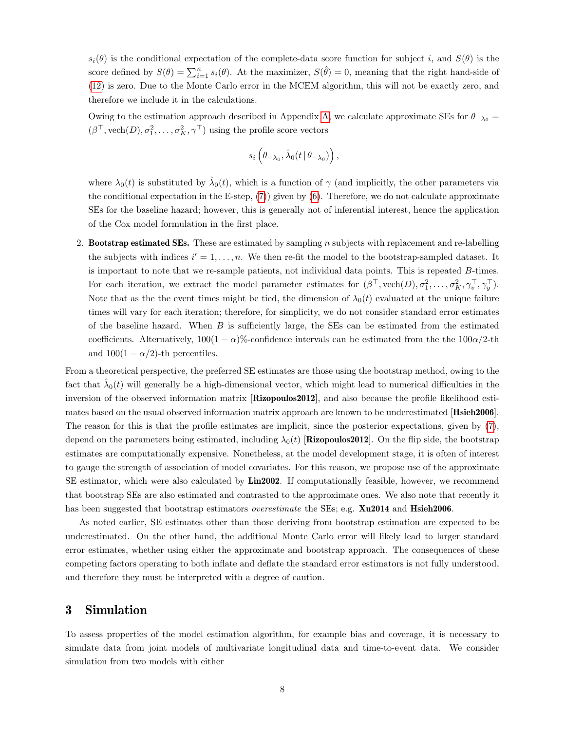$s_i(\theta)$ is the conditional expectation of the complete-data score function for subject $i$, and $S(\theta)$ is the score defined by $S(\theta) = \sum_{i=1}^n s_i(\theta)$. At the maximizer, $S(\hat{\theta}) = 0$, meaning that the right hand-side of (12) is zero. Due to the Monte Carlo error in the MCEM algorithm, this will not be exactly zero, and therefore we include it in the calculations.

Owing to the estimation approach described in Appendix A, we calculate approximate SEs for $\theta_{-\lambda_0} = (\beta^\top, \text{vech}(D), \sigma_1^2, \ldots, \sigma_K^2, \gamma^\top)$ using the profile score vectors

$$s_i\left(\theta_{-\lambda_0}, \hat{\lambda}_0(t \,|\, \theta_{-\lambda_0})\right),$$

where $\lambda_0(t)$ is substituted by $\hat{\lambda}_0(t)$, which is a function of $\gamma$ (and implicitly, the other parameters via the conditional expectation in the E-step, (7)) given by (6). Therefore, we do not calculate approximate SEs for the baseline hazard; however, this is generally not of inferential interest, hence the application of the Cox model formulation in the first place.

2. **Bootstrap estimated SEs.** These are estimated by sampling $n$ subjects with replacement and re-labelling the subjects with indices $i' = 1, \ldots, n$. We then re-fit the model to the bootstrap-sampled dataset. It is important to note that we re-sample patients, not individual data points. This is repeated $B$-times. For each iteration, we extract the model parameter estimates for $(\beta^\top, \text{vech}(D), \sigma_1^2, \ldots, \sigma_K^2, \gamma_v^\top, \gamma_y^\top)$. Note that as the the event times might be tied, the dimension of $\lambda_0(t)$ evaluated at the unique failure times will vary for each iteration; therefore, for simplicity, we do not consider standard error estimates of the baseline hazard. When $B$ is sufficiently large, the SEs can be estimated from the estimated coefficients. Alternatively, $100(1-\alpha)$%-confidence intervals can be estimated from the the $100\alpha/2$-th and $100(1-\alpha/2)$-th percentiles.

From a theoretical perspective, the preferred SE estimates are those using the bootstrap method, owing to the fact that $\hat{\lambda}_0(t)$ will generally be a high-dimensional vector, which might lead to numerical difficulties in the inversion of the observed information matrix [**Rizopoulos2012**], and also because the profile likelihood estimates based on the usual observed information matrix approach are known to be underestimated [**Hsieh2006**]. The reason for this is that the profile estimates are implicit, since the posterior expectations, given by (7), depend on the parameters being estimated, including $\lambda_0(t)$ [**Rizopoulos2012**]. On the flip side, the bootstrap estimates are computationally expensive. Nonetheless, at the model development stage, it is often of interest to gauge the strength of association of model covariates. For this reason, we propose use of the approximate SE estimator, which were also calculated by **Lin2002**. If computationally feasible, however, we recommend that bootstrap SEs are also estimated and contrasted to the approximate ones. We also note that recently it has been suggested that bootstrap estimators *overestimate* the SEs; e.g. **Xu2014** and **Hsieh2006**.

As noted earlier, SE estimates other than those deriving from bootstrap estimation are expected to be underestimated. On the other hand, the additional Monte Carlo error will likely lead to larger standard error estimates, whether using either the approximate and bootstrap approach. The consequences of these competing factors operating to both inflate and deflate the standard error estimators is not fully understood, and therefore they must be interpreted with a degree of caution.

## 3 Simulation

To assess properties of the model estimation algorithm, for example bias and coverage, it is necessary to simulate data from joint models of multivariate longitudinal data and time-to-event data. We consider simulation from two models with either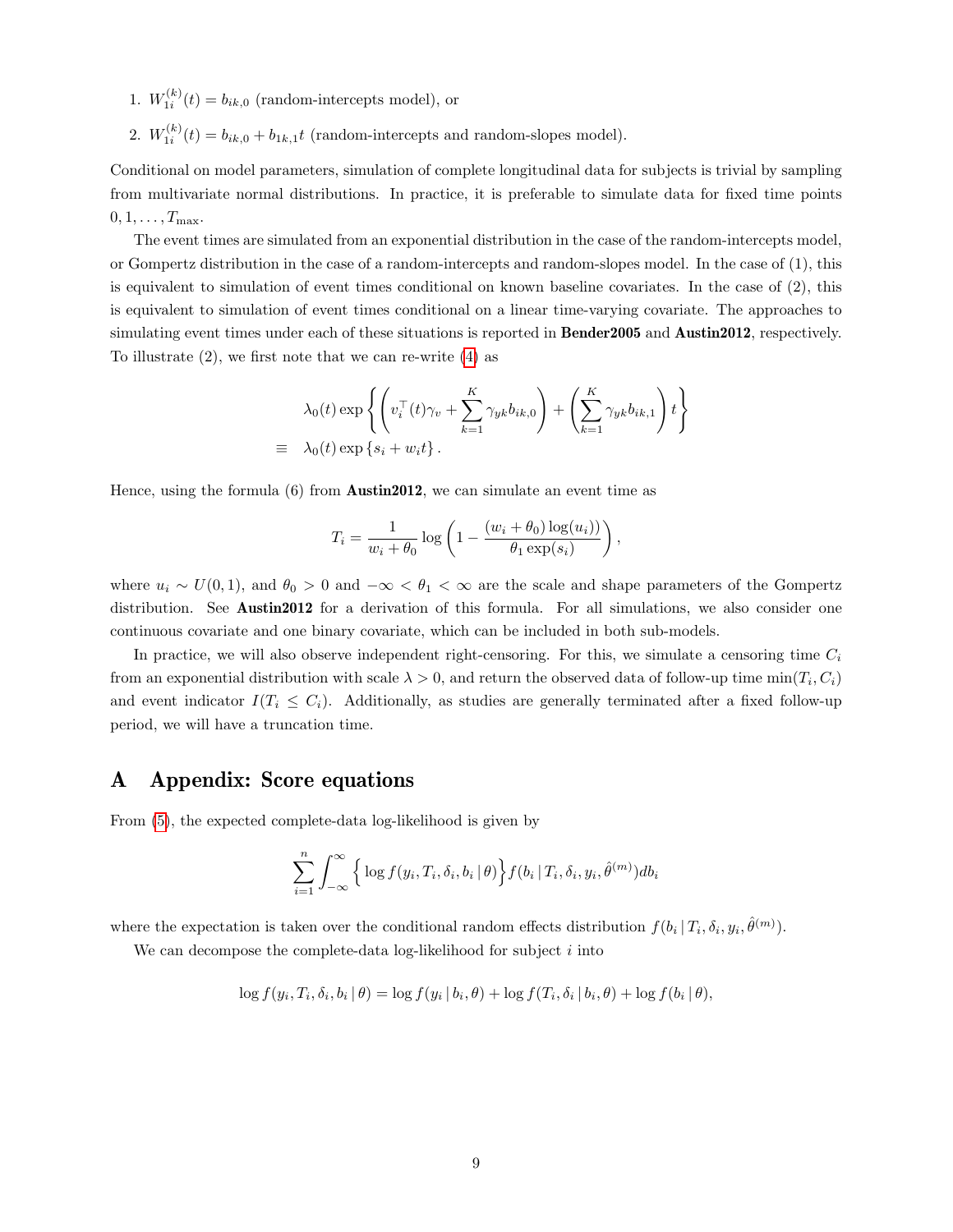1. $W_{1i}^{(k)}(t) = b_{ik,0}$ (random-intercepts model), or
2. $W_{1i}^{(k)}(t) = b_{ik,0} + b_{1k,1}t$ (random-intercepts and random-slopes model).

Conditional on model parameters, simulation of complete longitudinal data for subjects is trivial by sampling from multivariate normal distributions. In practice, it is preferable to simulate data for fixed time points $0, 1, \dots, T_{\max}$.

The event times are simulated from an exponential distribution in the case of the random-intercepts model, or Gompertz distribution in the case of a random-intercepts and random-slopes model. In the case of (1), this is equivalent to simulation of event times conditional on known baseline covariates. In the case of (2), this is equivalent to simulation of event times conditional on a linear time-varying covariate. The approaches to simulating event times under each of these situations is reported in **Bender2005** and **Austin2012**, respectively. To illustrate (2), we first note that we can re-write (4) as

$$
\begin{aligned}
&\lambda_0(t) \exp\left\{ \left( v_i^\top(t)\gamma_v + \sum_{k=1}^{K} \gamma_{yk} b_{ik,0} \right) + \left( \sum_{k=1}^{K} \gamma_{yk} b_{ik,1} \right) t \right\} \\
\equiv \quad &\lambda_0(t) \exp\left\{ s_i + w_i t \right\}.
\end{aligned}
$$

Hence, using the formula (6) from **Austin2012**, we can simulate an event time as

$$
T_i = \frac{1}{w_i + \theta_0} \log\left( 1 - \frac{(w_i + \theta_0)\log(u_i))}{\theta_1 \exp(s_i)} \right),
$$

where $u_i \sim U(0, 1)$, and $\theta_0 > 0$ and $-\infty < \theta_1 < \infty$ are the scale and shape parameters of the Gompertz distribution. See **Austin2012** for a derivation of this formula. For all simulations, we also consider one continuous covariate and one binary covariate, which can be included in both sub-models.

In practice, we will also observe independent right-censoring. For this, we simulate a censoring time $C_i$ from an exponential distribution with scale $\lambda > 0$, and return the observed data of follow-up time $\min(T_i, C_i)$ and event indicator $I(T_i \leq C_i)$. Additionally, as studies are generally terminated after a fixed follow-up period, we will have a truncation time.

# A Appendix: Score equations

From (5), the expected complete-data log-likelihood is given by

$$
\sum_{i=1}^{n} \int_{-\infty}^{\infty} \Big\{ \log f(y_i, T_i, \delta_i, b_i \mid \theta) \Big\} f(b_i \mid T_i, \delta_i, y_i, \hat{\theta}^{(m)}) db_i
$$

where the expectation is taken over the conditional random effects distribution $f(b_i \mid T_i, \delta_i, y_i, \hat{\theta}^{(m)})$.

We can decompose the complete-data log-likelihood for subject $i$ into

$$
\log f(y_i, T_i, \delta_i, b_i \mid \theta) = \log f(y_i \mid b_i, \theta) + \log f(T_i, \delta_i \mid b_i, \theta) + \log f(b_i \mid \theta),
$$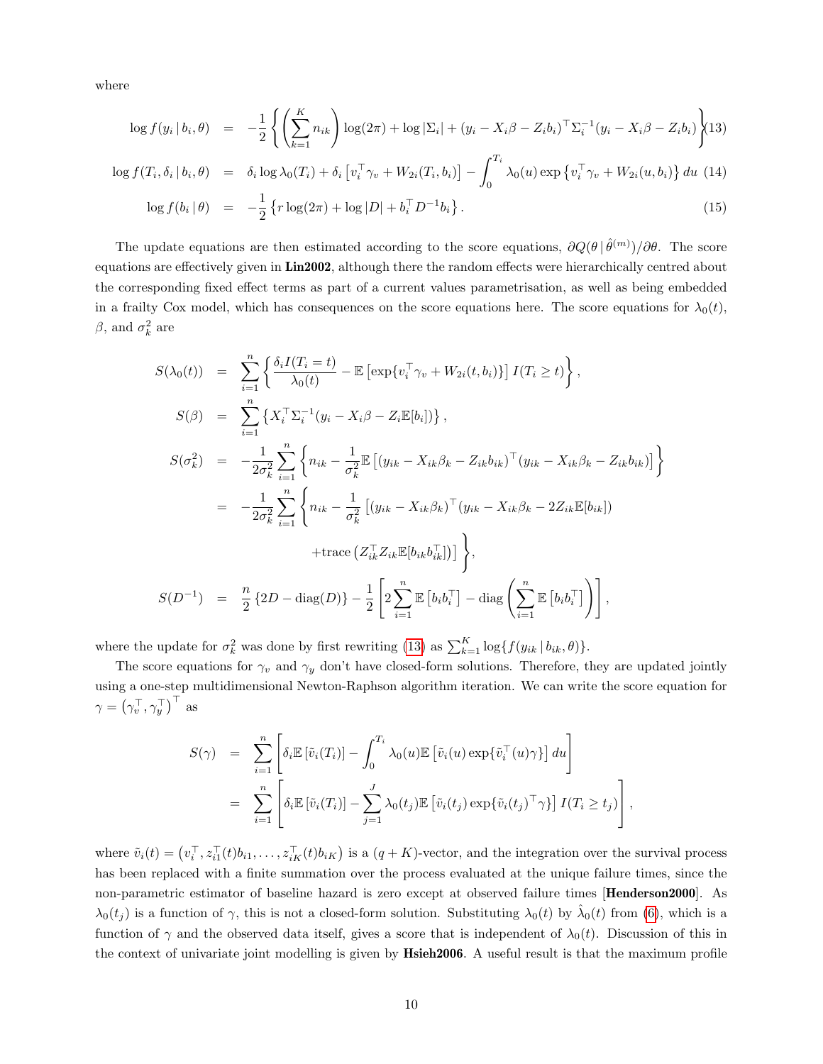where

$$
\log f(y_i \mid b_i, \theta) = -\frac{1}{2}\left\{ \left(\sum_{k=1}^{K} n_{ik}\right) \log(2\pi) + \log|\Sigma_i| + (y_i - X_i\beta - Z_i b_i)^\top \Sigma_i^{-1} (y_i - X_i\beta - Z_i b_i) \right\} \quad (13)
$$

$$
\log f(T_i, \delta_i \mid b_i, \theta) = \delta_i \log \lambda_0(T_i) + \delta_i \left[ v_i^\top \gamma_v + W_{2i}(T_i, b_i) \right] - \int_0^{T_i} \lambda_0(u) \exp\left\{ v_i^\top \gamma_v + W_{2i}(u, b_i) \right\} du \quad (14)
$$

$$
\log f(b_i \mid \theta) = -\frac{1}{2}\left\{ r \log(2\pi) + \log|D| + b_i^\top D^{-1} b_i \right\}. \quad (15)
$$

The update equations are then estimated according to the score equations, $\partial Q(\theta \mid \hat{\theta}^{(m)})/\partial\theta$. The score equations are effectively given in **Lin2002**, although there the random effects were hierarchically centred about the corresponding fixed effect terms as part of a current values parametrisation, as well as being embedded in a frailty Cox model, which has consequences on the score equations here. The score equations for $\lambda_0(t)$, $\beta$, and $\sigma_k^2$ are

$$
\begin{aligned}
S(\lambda_0(t)) &= \sum_{i=1}^{n} \left\{ \frac{\delta_i I(T_i = t)}{\lambda_0(t)} - \mathbb{E}\left[ \exp\{ v_i^\top \gamma_v + W_{2i}(t, b_i) \} \right] I(T_i \geq t) \right\}, \\
S(\beta) &= \sum_{i=1}^{n} \left\{ X_i^\top \Sigma_i^{-1} (y_i - X_i\beta - Z_i \mathbb{E}[b_i]) \right\}, \\
S(\sigma_k^2) &= -\frac{1}{2\sigma_k^2} \sum_{i=1}^{n} \left\{ n_{ik} - \frac{1}{\sigma_k^2} \mathbb{E}\left[ (y_{ik} - X_{ik}\beta_k - Z_{ik} b_{ik})^\top (y_{ik} - X_{ik}\beta_k - Z_{ik} b_{ik}) \right] \right\} \\
&= -\frac{1}{2\sigma_k^2} \sum_{i=1}^{n} \left\{ n_{ik} - \frac{1}{\sigma_k^2} \left[ (y_{ik} - X_{ik}\beta_k)^\top (y_{ik} - X_{ik}\beta_k - 2 Z_{ik} \mathbb{E}[b_{ik}]) \right. \right. \\
&\qquad \left. \left. + \operatorname{trace}\left( Z_{ik}^\top Z_{ik} \mathbb{E}[b_{ik} b_{ik}^\top] \right) \right] \right\}, \\
S(D^{-1}) &= \frac{n}{2} \left\{ 2D - \operatorname{diag}(D) \right\} - \frac{1}{2} \left[ 2 \sum_{i=1}^{n} \mathbb{E}\left[ b_i b_i^\top \right] - \operatorname{diag}\left( \sum_{i=1}^{n} \mathbb{E}\left[ b_i b_i^\top \right] \right) \right],
\end{aligned}
$$

where the update for $\sigma_k^2$ was done by first rewriting (13) as $\sum_{k=1}^{K} \log\{ f(y_{ik} \mid b_{ik}, \theta) \}$.

The score equations for $\gamma_v$ and $\gamma_y$ don't have closed-form solutions. Therefore, they are updated jointly using a one-step multidimensional Newton-Raphson algorithm iteration. We can write the score equation for $\gamma = \left( \gamma_v^\top, \gamma_y^\top \right)^\top$ as

$$
\begin{aligned}
S(\gamma) &= \sum_{i=1}^{n} \left[ \delta_i \mathbb{E}\left[ \tilde{v}_i(T_i) \right] - \int_0^{T_i} \lambda_0(u) \mathbb{E}\left[ \tilde{v}_i(u) \exp\{ \tilde{v}_i^\top(u) \gamma \} \right] du \right] \\
&= \sum_{i=1}^{n} \left[ \delta_i \mathbb{E}\left[ \tilde{v}_i(T_i) \right] - \sum_{j=1}^{J} \lambda_0(t_j) \mathbb{E}\left[ \tilde{v}_i(t_j) \exp\{ \tilde{v}_i(t_j)^\top \gamma \} \right] I(T_i \geq t_j) \right],
\end{aligned}
$$

where $\tilde{v}_i(t) = \left( v_i^\top, z_{i1}^\top(t) b_{i1}, \ldots, z_{iK}^\top(t) b_{iK} \right)$ is a $(q + K)$-vector, and the integration over the survival process has been replaced with a finite summation over the process evaluated at the unique failure times, since the non-parametric estimator of baseline hazard is zero except at observed failure times [**Henderson2000**]. As $\lambda_0(t_j)$ is a function of $\gamma$, this is not a closed-form solution. Substituting $\lambda_0(t)$ by $\hat{\lambda}_0(t)$ from (6), which is a function of $\gamma$ and the observed data itself, gives a score that is independent of $\lambda_0(t)$. Discussion of this in the context of univariate joint modelling is given by **Hsieh2006**. A useful result is that the maximum profile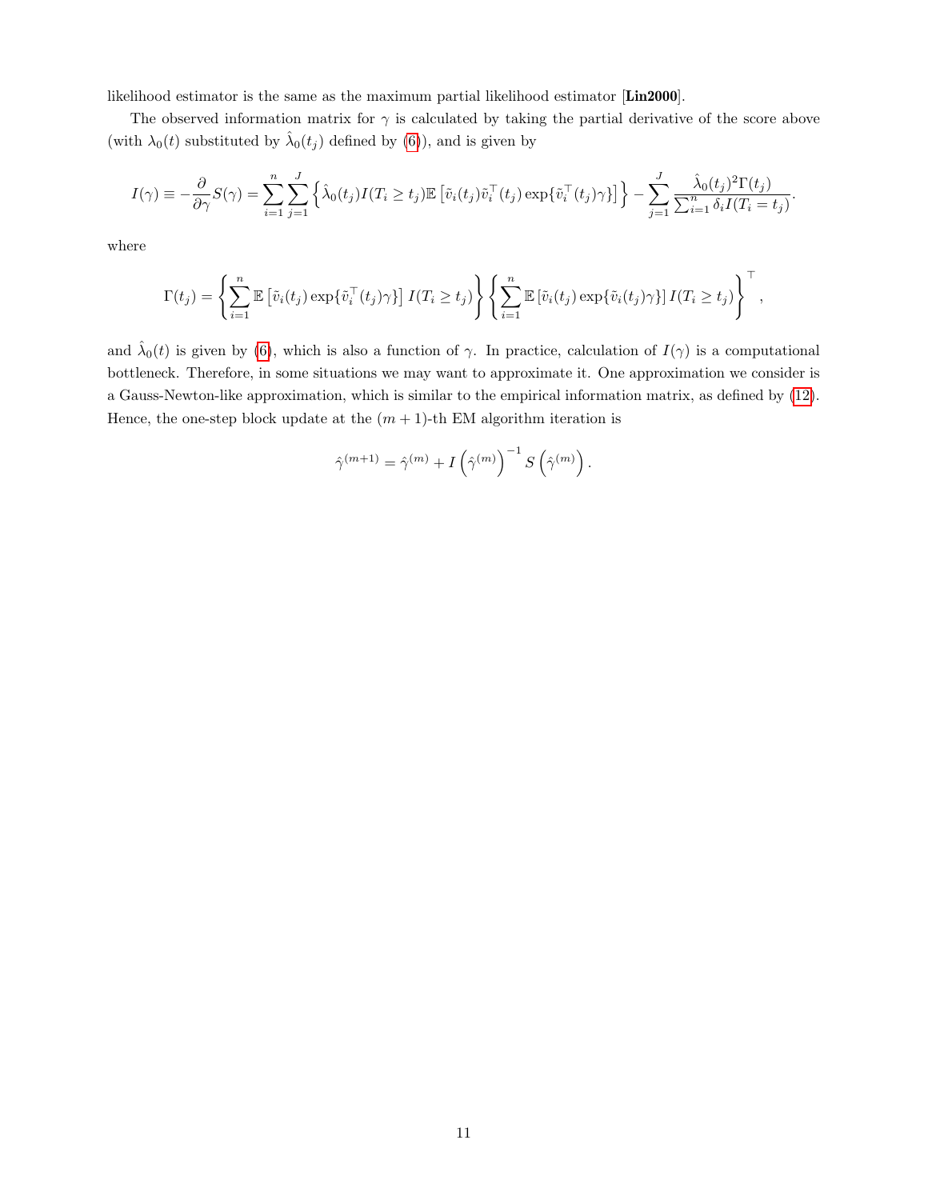likelihood estimator is the same as the maximum partial likelihood estimator [**Lin2000**].

The observed information matrix for $\gamma$ is calculated by taking the partial derivative of the score above (with $\lambda_0(t)$ substituted by $\hat{\lambda}_0(t_j)$ defined by (6)), and is given by

$$I(\gamma) \equiv -\frac{\partial}{\partial \gamma} S(\gamma) = \sum_{i=1}^{n} \sum_{j=1}^{J} \left\{ \hat{\lambda}_0(t_j) I(T_i \geq t_j) \mathbb{E}\left[ \tilde{v}_i(t_j) \tilde{v}_i^\top(t_j) \exp\{\tilde{v}_i^\top(t_j)\gamma\} \right] \right\} - \sum_{j=1}^{J} \frac{\hat{\lambda}_0(t_j)^2 \Gamma(t_j)}{\sum_{i=1}^{n} \delta_i I(T_i = t_j)}.$$

where

$$\Gamma(t_j) = \left\{ \sum_{i=1}^{n} \mathbb{E}\left[ \tilde{v}_i(t_j) \exp\{\tilde{v}_i^\top(t_j)\gamma\} \right] I(T_i \geq t_j) \right\} \left\{ \sum_{i=1}^{n} \mathbb{E}\left[ \tilde{v}_i(t_j) \exp\{\tilde{v}_i(t_j)\gamma\} \right] I(T_i \geq t_j) \right\}^\top,$$

and $\hat{\lambda}_0(t)$ is given by (6), which is also a function of $\gamma$. In practice, calculation of $I(\gamma)$ is a computational bottleneck. Therefore, in some situations we may want to approximate it. One approximation we consider is a Gauss-Newton-like approximation, which is similar to the empirical information matrix, as defined by (12). Hence, the one-step block update at the $(m+1)$-th EM algorithm iteration is

$$\hat{\gamma}^{(m+1)} = \hat{\gamma}^{(m)} + I\left(\hat{\gamma}^{(m)}\right)^{-1} S\left(\hat{\gamma}^{(m)}\right).$$